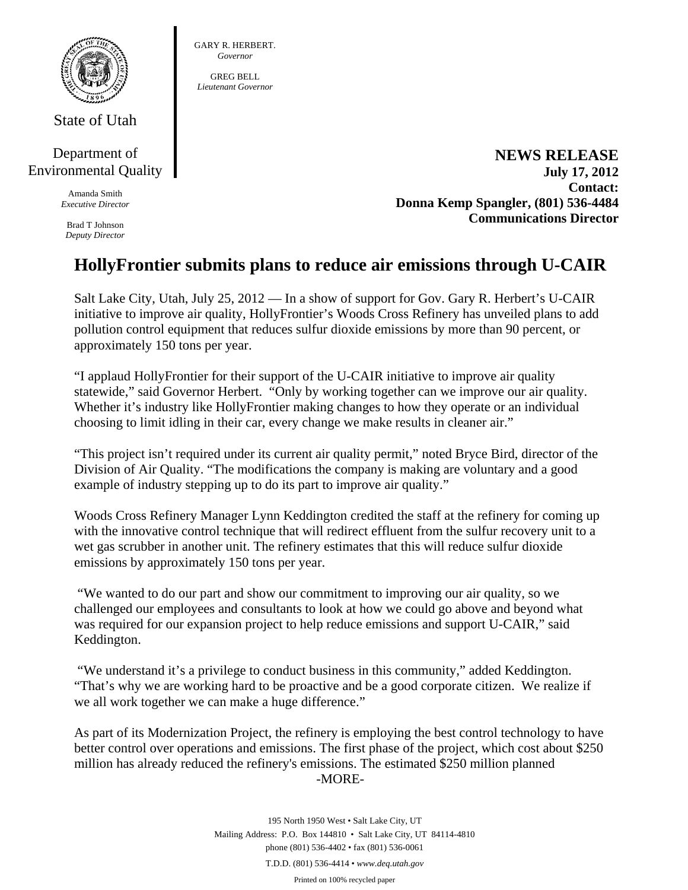State of Utah

Department of Environmental Quality

Amanda Smith
*Executive Director*

Brad T Johnson
*Deputy Director*

GARY R. HERBERT.
*Governor*

GREG BELL
*Lieutenant Governor*

**NEWS RELEASE**
**July 17, 2012**
**Contact:**
**Donna Kemp Spangler, (801) 536-4484**
**Communications Director**

# HollyFrontier submits plans to reduce air emissions through U-CAIR

Salt Lake City, Utah, July 25, 2012 — In a show of support for Gov. Gary R. Herbert's U-CAIR initiative to improve air quality, HollyFrontier's Woods Cross Refinery has unveiled plans to add pollution control equipment that reduces sulfur dioxide emissions by more than 90 percent, or approximately 150 tons per year.

"I applaud HollyFrontier for their support of the U-CAIR initiative to improve air quality statewide," said Governor Herbert. "Only by working together can we improve our air quality. Whether it's industry like HollyFrontier making changes to how they operate or an individual choosing to limit idling in their car, every change we make results in cleaner air."

"This project isn't required under its current air quality permit," noted Bryce Bird, director of the Division of Air Quality. "The modifications the company is making are voluntary and a good example of industry stepping up to do its part to improve air quality."

Woods Cross Refinery Manager Lynn Keddington credited the staff at the refinery for coming up with the innovative control technique that will redirect effluent from the sulfur recovery unit to a wet gas scrubber in another unit. The refinery estimates that this will reduce sulfur dioxide emissions by approximately 150 tons per year.

"We wanted to do our part and show our commitment to improving our air quality, so we challenged our employees and consultants to look at how we could go above and beyond what was required for our expansion project to help reduce emissions and support U-CAIR," said Keddington.

"We understand it's a privilege to conduct business in this community," added Keddington. "That's why we are working hard to be proactive and be a good corporate citizen. We realize if we all work together we can make a huge difference."

As part of its Modernization Project, the refinery is employing the best control technology to have better control over operations and emissions. The first phase of the project, which cost about $250 million has already reduced the refinery's emissions. The estimated $250 million planned

-MORE-

195 North 1950 West • Salt Lake City, UT
Mailing Address: P.O. Box 144810 • Salt Lake City, UT 84114-4810
phone (801) 536-4402 • fax (801) 536-0061
T.D.D. (801) 536-4414 • *www.deq.utah.gov*
Printed on 100% recycled paper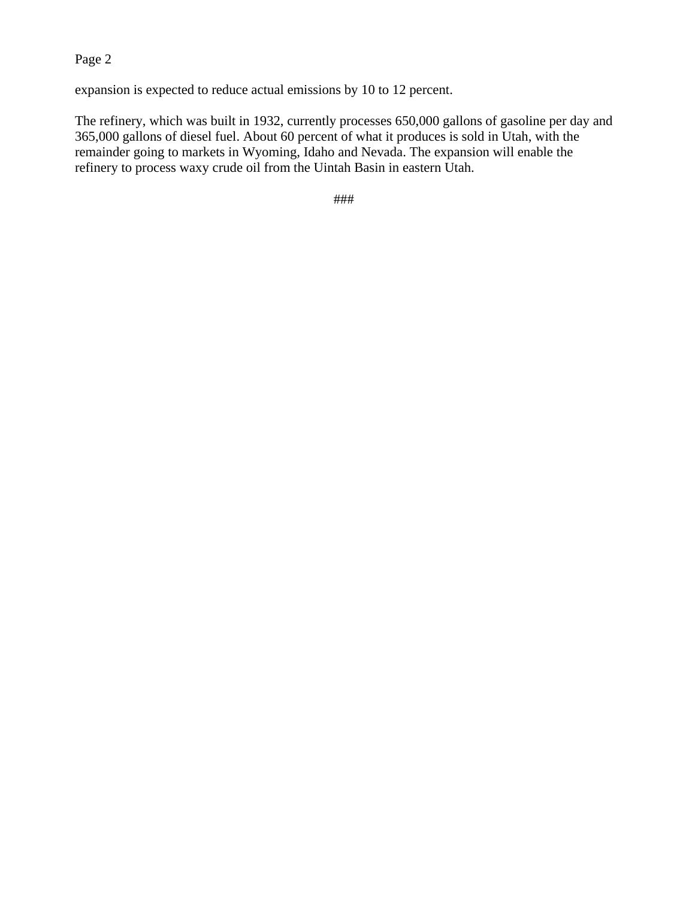expansion is expected to reduce actual emissions by 10 to 12 percent.

The refinery, which was built in 1932, currently processes 650,000 gallons of gasoline per day and 365,000 gallons of diesel fuel. About 60 percent of what it produces is sold in Utah, with the remainder going to markets in Wyoming, Idaho and Nevada. The expansion will enable the refinery to process waxy crude oil from the Uintah Basin in eastern Utah.

###